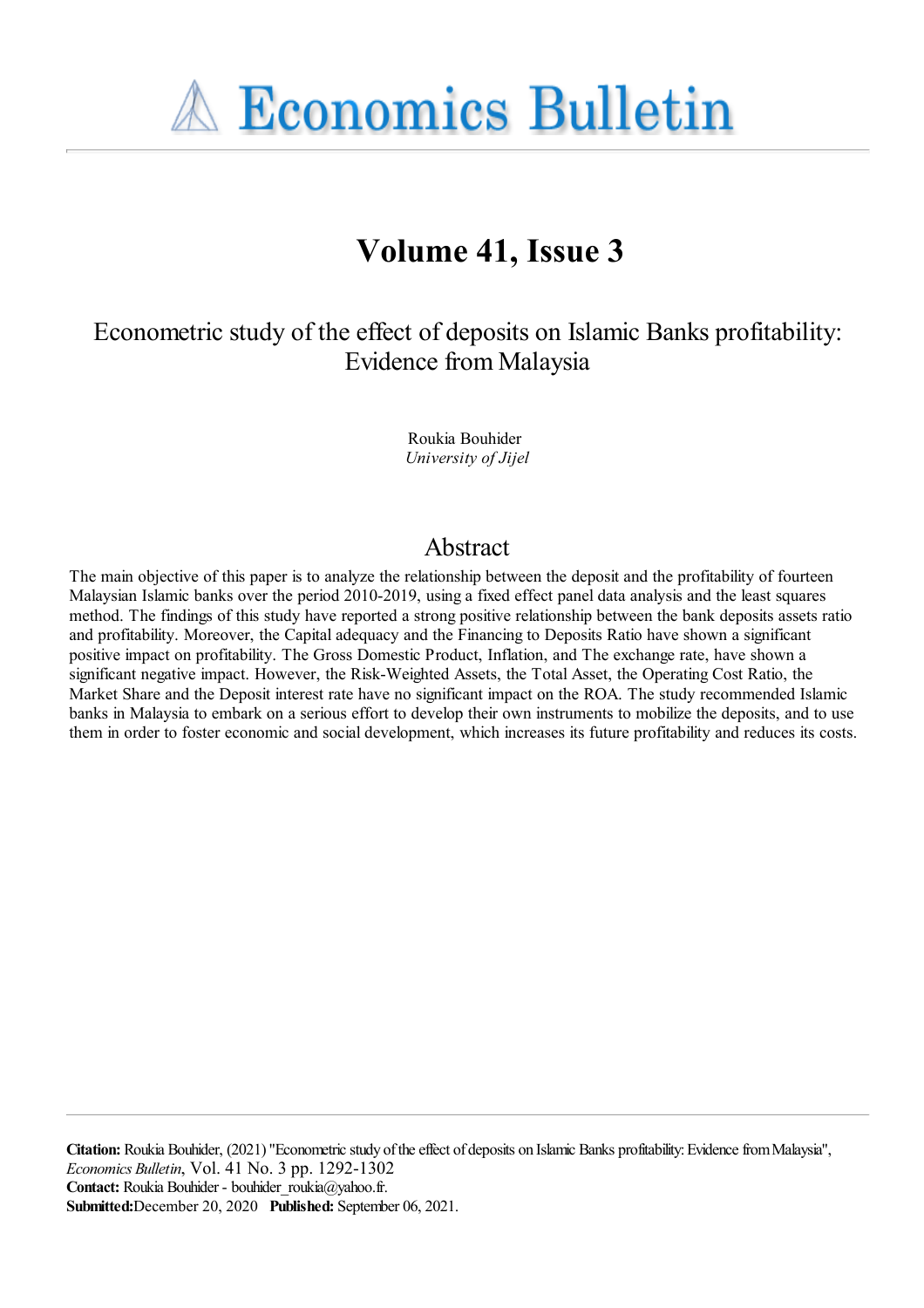# Economics Bulletin

## Volume 41, Issue 3

### Econometric study of the effect of deposits on Islamic Banks profitability: Evidence from Malaysia

Roukia Bouhider
*University of Jijel*

## Abstract

The main objective of this paper is to analyze the relationship between the deposit and the profitability of fourteen Malaysian Islamic banks over the period 2010-2019, using a fixed effect panel data analysis and the least squares method. The findings of this study have reported a strong positive relationship between the bank deposits assets ratio and profitability. Moreover, the Capital adequacy and the Financing to Deposits Ratio have shown a significant positive impact on profitability. The Gross Domestic Product, Inflation, and The exchange rate, have shown a significant negative impact. However, the Risk-Weighted Assets, the Total Asset, the Operating Cost Ratio, the Market Share and the Deposit interest rate have no significant impact on the ROA. The study recommended Islamic banks in Malaysia to embark on a serious effort to develop their own instruments to mobilize the deposits, and to use them in order to foster economic and social development, which increases its future profitability and reduces its costs.

**Citation:** Roukia Bouhider, (2021) "Econometric study of the effect of deposits on Islamic Banks profitability: Evidence from Malaysia", *Economics Bulletin*, Vol. 41 No. 3 pp. 1292-1302
**Contact:** Roukia Bouhider - bouhider_roukia@yahoo.fr.
**Submitted:** December 20, 2020 **Published:** September 06, 2021.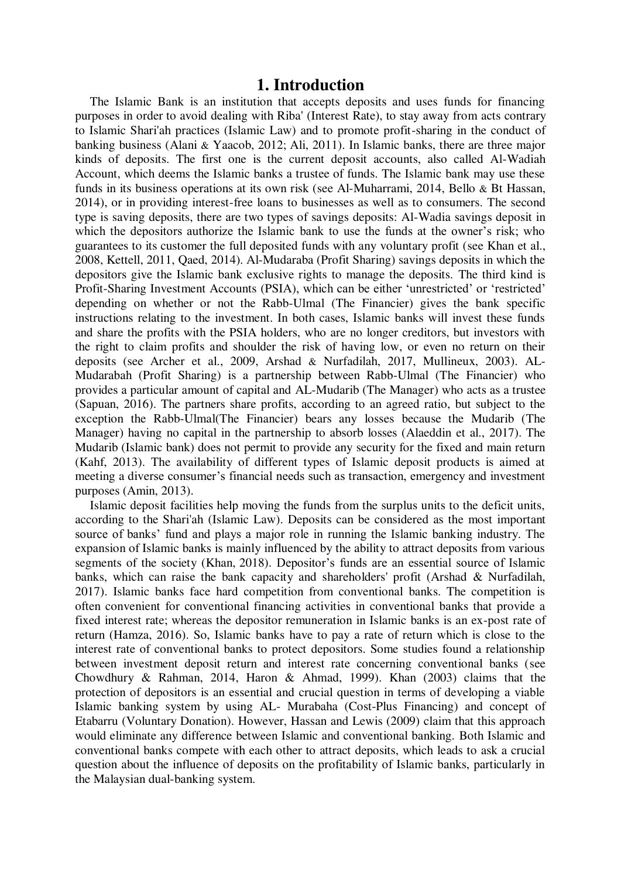# 1. Introduction

The Islamic Bank is an institution that accepts deposits and uses funds for financing purposes in order to avoid dealing with Riba' (Interest Rate), to stay away from acts contrary to Islamic Shari'ah practices (Islamic Law) and to promote profit-sharing in the conduct of banking business (Alani & Yaacob, 2012; Ali, 2011). In Islamic banks, there are three major kinds of deposits. The first one is the current deposit accounts, also called Al-Wadiah Account, which deems the Islamic banks a trustee of funds. The Islamic bank may use these funds in its business operations at its own risk (see Al-Muharrami, 2014, Bello & Bt Hassan, 2014), or in providing interest-free loans to businesses as well as to consumers. The second type is saving deposits, there are two types of savings deposits: Al-Wadia savings deposit in which the depositors authorize the Islamic bank to use the funds at the owner's risk; who guarantees to its customer the full deposited funds with any voluntary profit (see Khan et al., 2008, Kettell, 2011, Qaed, 2014). Al-Mudaraba (Profit Sharing) savings deposits in which the depositors give the Islamic bank exclusive rights to manage the deposits. The third kind is Profit-Sharing Investment Accounts (PSIA), which can be either 'unrestricted' or 'restricted' depending on whether or not the Rabb-Ulmal (The Financier) gives the bank specific instructions relating to the investment. In both cases, Islamic banks will invest these funds and share the profits with the PSIA holders, who are no longer creditors, but investors with the right to claim profits and shoulder the risk of having low, or even no return on their deposits (see Archer et al., 2009, Arshad & Nurfadilah, 2017, Mullineux, 2003). AL-Mudarabah (Profit Sharing) is a partnership between Rabb-Ulmal (The Financier) who provides a particular amount of capital and AL-Mudarib (The Manager) who acts as a trustee (Sapuan, 2016). The partners share profits, according to an agreed ratio, but subject to the exception the Rabb-Ulmal(The Financier) bears any losses because the Mudarib (The Manager) having no capital in the partnership to absorb losses (Alaeddin et al., 2017). The Mudarib (Islamic bank) does not permit to provide any security for the fixed and main return (Kahf, 2013). The availability of different types of Islamic deposit products is aimed at meeting a diverse consumer's financial needs such as transaction, emergency and investment purposes (Amin, 2013).

Islamic deposit facilities help moving the funds from the surplus units to the deficit units, according to the Shari'ah (Islamic Law). Deposits can be considered as the most important source of banks' fund and plays a major role in running the Islamic banking industry. The expansion of Islamic banks is mainly influenced by the ability to attract deposits from various segments of the society (Khan, 2018). Depositor's funds are an essential source of Islamic banks, which can raise the bank capacity and shareholders' profit (Arshad & Nurfadilah, 2017). Islamic banks face hard competition from conventional banks. The competition is often convenient for conventional financing activities in conventional banks that provide a fixed interest rate; whereas the depositor remuneration in Islamic banks is an ex-post rate of return (Hamza, 2016). So, Islamic banks have to pay a rate of return which is close to the interest rate of conventional banks to protect depositors. Some studies found a relationship between investment deposit return and interest rate concerning conventional banks (see Chowdhury & Rahman, 2014, Haron & Ahmad, 1999). Khan (2003) claims that the protection of depositors is an essential and crucial question in terms of developing a viable Islamic banking system by using AL- Murabaha (Cost-Plus Financing) and concept of Etabarru (Voluntary Donation). However, Hassan and Lewis (2009) claim that this approach would eliminate any difference between Islamic and conventional banking. Both Islamic and conventional banks compete with each other to attract deposits, which leads to ask a crucial question about the influence of deposits on the profitability of Islamic banks, particularly in the Malaysian dual-banking system.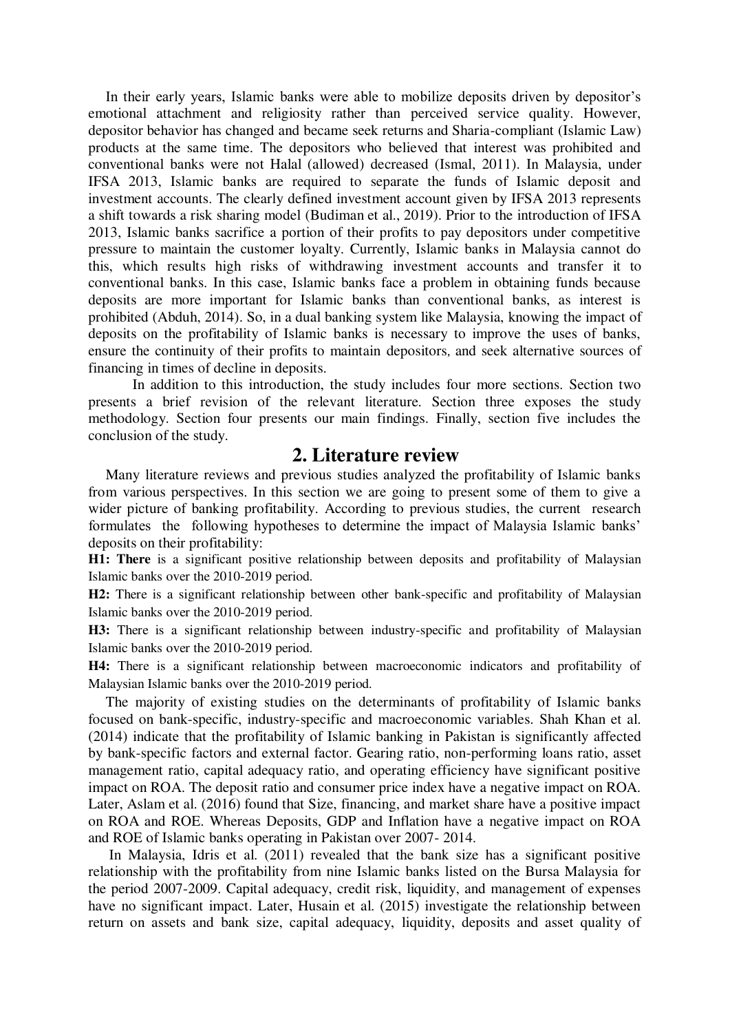In their early years, Islamic banks were able to mobilize deposits driven by depositor's emotional attachment and religiosity rather than perceived service quality. However, depositor behavior has changed and became seek returns and Sharia-compliant (Islamic Law) products at the same time. The depositors who believed that interest was prohibited and conventional banks were not Halal (allowed) decreased (Ismal, 2011). In Malaysia, under IFSA 2013, Islamic banks are required to separate the funds of Islamic deposit and investment accounts. The clearly defined investment account given by IFSA 2013 represents a shift towards a risk sharing model (Budiman et al., 2019). Prior to the introduction of IFSA 2013, Islamic banks sacrifice a portion of their profits to pay depositors under competitive pressure to maintain the customer loyalty. Currently, Islamic banks in Malaysia cannot do this, which results high risks of withdrawing investment accounts and transfer it to conventional banks. In this case, Islamic banks face a problem in obtaining funds because deposits are more important for Islamic banks than conventional banks, as interest is prohibited (Abduh, 2014). So, in a dual banking system like Malaysia, knowing the impact of deposits on the profitability of Islamic banks is necessary to improve the uses of banks, ensure the continuity of their profits to maintain depositors, and seek alternative sources of financing in times of decline in deposits.

In addition to this introduction, the study includes four more sections. Section two presents a brief revision of the relevant literature. Section three exposes the study methodology. Section four presents our main findings. Finally, section five includes the conclusion of the study.

## 2. Literature review

Many literature reviews and previous studies analyzed the profitability of Islamic banks from various perspectives. In this section we are going to present some of them to give a wider picture of banking profitability. According to previous studies, the current research formulates the following hypotheses to determine the impact of Malaysia Islamic banks' deposits on their profitability:

**H1: There** is a significant positive relationship between deposits and profitability of Malaysian Islamic banks over the 2010-2019 period.

**H2:** There is a significant relationship between other bank-specific and profitability of Malaysian Islamic banks over the 2010-2019 period.

**H3:** There is a significant relationship between industry-specific and profitability of Malaysian Islamic banks over the 2010-2019 period.

**H4:** There is a significant relationship between macroeconomic indicators and profitability of Malaysian Islamic banks over the 2010-2019 period.

The majority of existing studies on the determinants of profitability of Islamic banks focused on bank-specific, industry-specific and macroeconomic variables. Shah Khan et al. (2014) indicate that the profitability of Islamic banking in Pakistan is significantly affected by bank-specific factors and external factor. Gearing ratio, non-performing loans ratio, asset management ratio, capital adequacy ratio, and operating efficiency have significant positive impact on ROA. The deposit ratio and consumer price index have a negative impact on ROA. Later, Aslam et al. (2016) found that Size, financing, and market share have a positive impact on ROA and ROE. Whereas Deposits, GDP and Inflation have a negative impact on ROA and ROE of Islamic banks operating in Pakistan over 2007- 2014.

In Malaysia, Idris et al. (2011) revealed that the bank size has a significant positive relationship with the profitability from nine Islamic banks listed on the Bursa Malaysia for the period 2007-2009. Capital adequacy, credit risk, liquidity, and management of expenses have no significant impact. Later, Husain et al. (2015) investigate the relationship between return on assets and bank size, capital adequacy, liquidity, deposits and asset quality of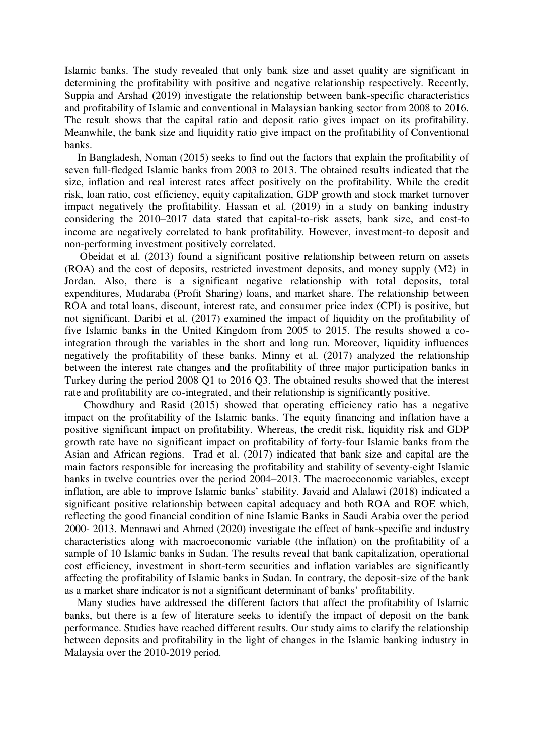Islamic banks. The study revealed that only bank size and asset quality are significant in determining the profitability with positive and negative relationship respectively. Recently, Suppia and Arshad (2019) investigate the relationship between bank-specific characteristics and profitability of Islamic and conventional in Malaysian banking sector from 2008 to 2016. The result shows that the capital ratio and deposit ratio gives impact on its profitability. Meanwhile, the bank size and liquidity ratio give impact on the profitability of Conventional banks.

In Bangladesh, Noman (2015) seeks to find out the factors that explain the profitability of seven full-fledged Islamic banks from 2003 to 2013. The obtained results indicated that the size, inflation and real interest rates affect positively on the profitability. While the credit risk, loan ratio, cost efficiency, equity capitalization, GDP growth and stock market turnover impact negatively the profitability. Hassan et al. (2019) in a study on banking industry considering the 2010–2017 data stated that capital-to-risk assets, bank size, and cost-to income are negatively correlated to bank profitability. However, investment-to deposit and non-performing investment positively correlated.

Obeidat et al. (2013) found a significant positive relationship between return on assets (ROA) and the cost of deposits, restricted investment deposits, and money supply (M2) in Jordan. Also, there is a significant negative relationship with total deposits, total expenditures, Mudaraba (Profit Sharing) loans, and market share. The relationship between ROA and total loans, discount, interest rate, and consumer price index (CPI) is positive, but not significant. Daribi et al. (2017) examined the impact of liquidity on the profitability of five Islamic banks in the United Kingdom from 2005 to 2015. The results showed a co-integration through the variables in the short and long run. Moreover, liquidity influences negatively the profitability of these banks. Minny et al. (2017) analyzed the relationship between the interest rate changes and the profitability of three major participation banks in Turkey during the period 2008 Q1 to 2016 Q3. The obtained results showed that the interest rate and profitability are co-integrated, and their relationship is significantly positive.

Chowdhury and Rasid (2015) showed that operating efficiency ratio has a negative impact on the profitability of the Islamic banks. The equity financing and inflation have a positive significant impact on profitability. Whereas, the credit risk, liquidity risk and GDP growth rate have no significant impact on profitability of forty-four Islamic banks from the Asian and African regions. Trad et al. (2017) indicated that bank size and capital are the main factors responsible for increasing the profitability and stability of seventy-eight Islamic banks in twelve countries over the period 2004–2013. The macroeconomic variables, except inflation, are able to improve Islamic banks' stability. Javaid and Alalawi (2018) indicated a significant positive relationship between capital adequacy and both ROA and ROE which, reflecting the good financial condition of nine Islamic Banks in Saudi Arabia over the period 2000- 2013. Mennawi and Ahmed (2020) investigate the effect of bank-specific and industry characteristics along with macroeconomic variable (the inflation) on the profitability of a sample of 10 Islamic banks in Sudan. The results reveal that bank capitalization, operational cost efficiency, investment in short-term securities and inflation variables are significantly affecting the profitability of Islamic banks in Sudan. In contrary, the deposit-size of the bank as a market share indicator is not a significant determinant of banks' profitability.

Many studies have addressed the different factors that affect the profitability of Islamic banks, but there is a few of literature seeks to identify the impact of deposit on the bank performance. Studies have reached different results. Our study aims to clarify the relationship between deposits and profitability in the light of changes in the Islamic banking industry in Malaysia over the 2010-2019 period.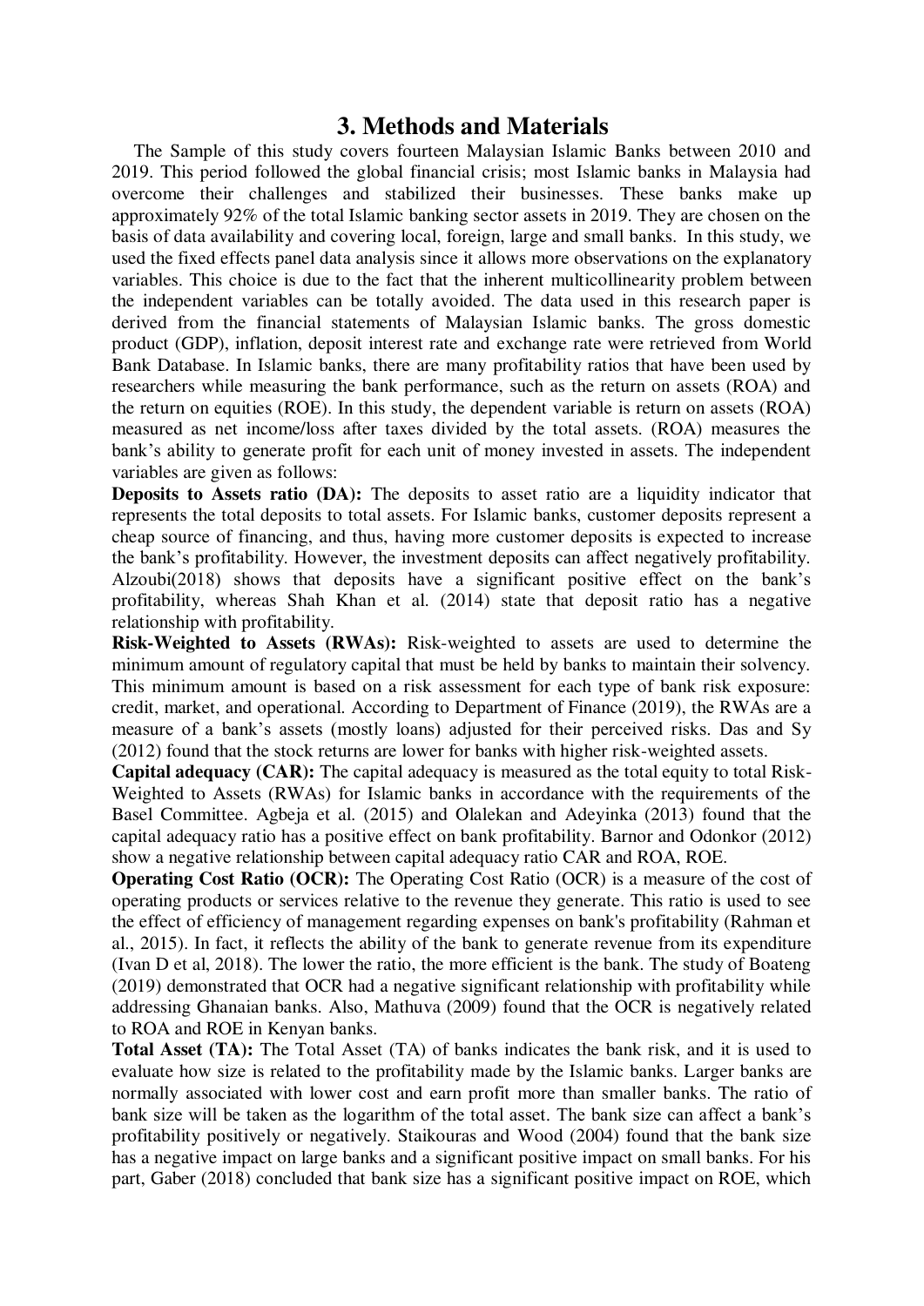## 3. Methods and Materials

The Sample of this study covers fourteen Malaysian Islamic Banks between 2010 and 2019. This period followed the global financial crisis; most Islamic banks in Malaysia had overcome their challenges and stabilized their businesses. These banks make up approximately 92% of the total Islamic banking sector assets in 2019. They are chosen on the basis of data availability and covering local, foreign, large and small banks. In this study, we used the fixed effects panel data analysis since it allows more observations on the explanatory variables. This choice is due to the fact that the inherent multicollinearity problem between the independent variables can be totally avoided. The data used in this research paper is derived from the financial statements of Malaysian Islamic banks. The gross domestic product (GDP), inflation, deposit interest rate and exchange rate were retrieved from World Bank Database. In Islamic banks, there are many profitability ratios that have been used by researchers while measuring the bank performance, such as the return on assets (ROA) and the return on equities (ROE). In this study, the dependent variable is return on assets (ROA) measured as net income/loss after taxes divided by the total assets. (ROA) measures the bank's ability to generate profit for each unit of money invested in assets. The independent variables are given as follows:

**Deposits to Assets ratio (DA):** The deposits to asset ratio are a liquidity indicator that represents the total deposits to total assets. For Islamic banks, customer deposits represent a cheap source of financing, and thus, having more customer deposits is expected to increase the bank's profitability. However, the investment deposits can affect negatively profitability. Alzoubi(2018) shows that deposits have a significant positive effect on the bank's profitability, whereas Shah Khan et al. (2014) state that deposit ratio has a negative relationship with profitability.

**Risk-Weighted to Assets (RWAs):** Risk-weighted to assets are used to determine the minimum amount of regulatory capital that must be held by banks to maintain their solvency. This minimum amount is based on a risk assessment for each type of bank risk exposure: credit, market, and operational. According to Department of Finance (2019), the RWAs are a measure of a bank's assets (mostly loans) adjusted for their perceived risks. Das and Sy (2012) found that the stock returns are lower for banks with higher risk-weighted assets.

**Capital adequacy (CAR):** The capital adequacy is measured as the total equity to total Risk-Weighted to Assets (RWAs) for Islamic banks in accordance with the requirements of the Basel Committee. Agbeja et al. (2015) and Olalekan and Adeyinka (2013) found that the capital adequacy ratio has a positive effect on bank profitability. Barnor and Odonkor (2012) show a negative relationship between capital adequacy ratio CAR and ROA, ROE.

**Operating Cost Ratio (OCR):** The Operating Cost Ratio (OCR) is a measure of the cost of operating products or services relative to the revenue they generate. This ratio is used to see the effect of efficiency of management regarding expenses on bank's profitability (Rahman et al., 2015). In fact, it reflects the ability of the bank to generate revenue from its expenditure (Ivan D et al, 2018). The lower the ratio, the more efficient is the bank. The study of Boateng (2019) demonstrated that OCR had a negative significant relationship with profitability while addressing Ghanaian banks. Also, Mathuva (2009) found that the OCR is negatively related to ROA and ROE in Kenyan banks.

**Total Asset (TA):** The Total Asset (TA) of banks indicates the bank risk, and it is used to evaluate how size is related to the profitability made by the Islamic banks. Larger banks are normally associated with lower cost and earn profit more than smaller banks. The ratio of bank size will be taken as the logarithm of the total asset. The bank size can affect a bank's profitability positively or negatively. Staikouras and Wood (2004) found that the bank size has a negative impact on large banks and a significant positive impact on small banks. For his part, Gaber (2018) concluded that bank size has a significant positive impact on ROE, which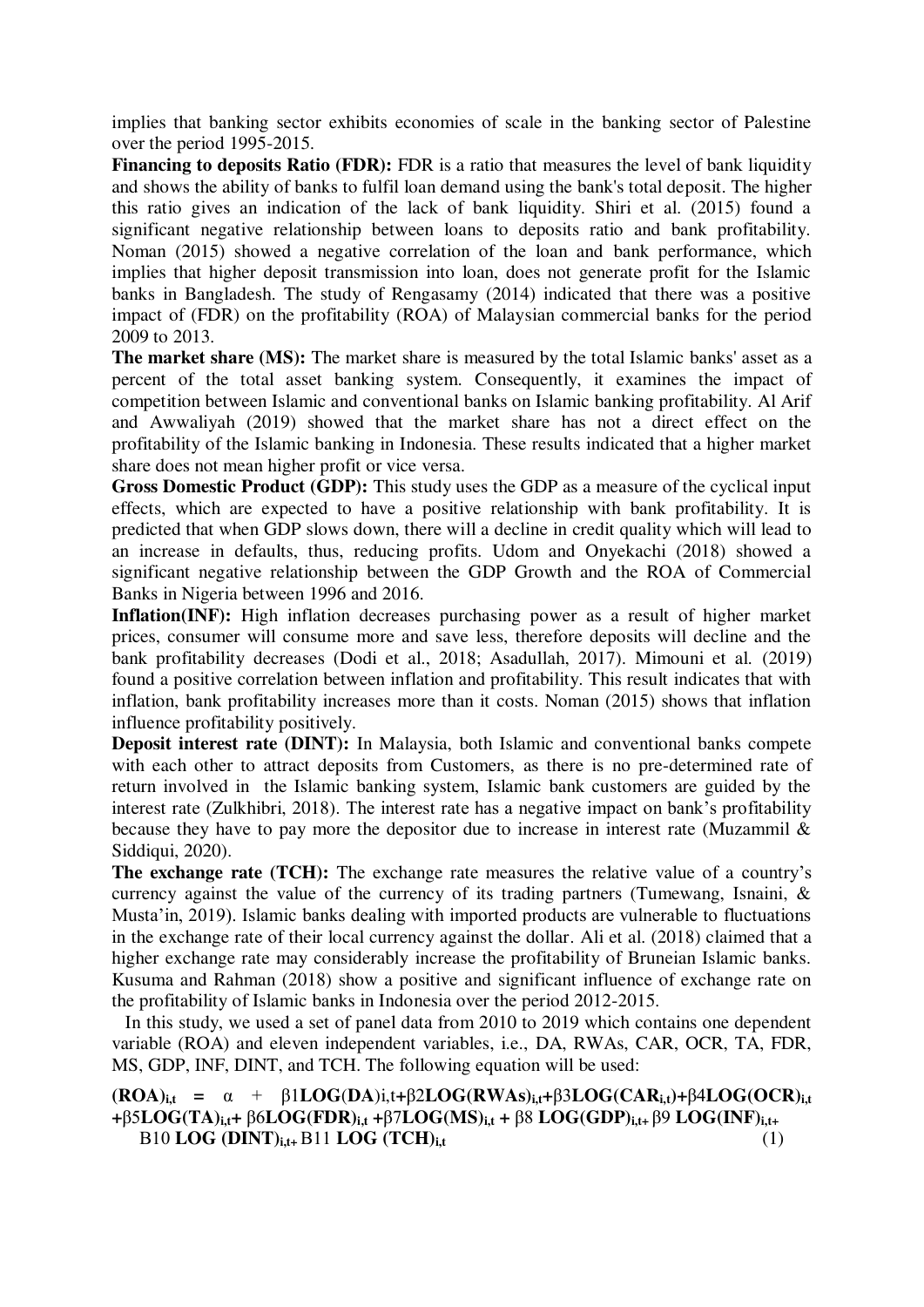implies that banking sector exhibits economies of scale in the banking sector of Palestine over the period 1995-2015.

**Financing to deposits Ratio (FDR):** FDR is a ratio that measures the level of bank liquidity and shows the ability of banks to fulfil loan demand using the bank's total deposit. The higher this ratio gives an indication of the lack of bank liquidity. Shiri et al. (2015) found a significant negative relationship between loans to deposits ratio and bank profitability. Noman (2015) showed a negative correlation of the loan and bank performance, which implies that higher deposit transmission into loan, does not generate profit for the Islamic banks in Bangladesh. The study of Rengasamy (2014) indicated that there was a positive impact of (FDR) on the profitability (ROA) of Malaysian commercial banks for the period 2009 to 2013.

**The market share (MS):** The market share is measured by the total Islamic banks' asset as a percent of the total asset banking system. Consequently, it examines the impact of competition between Islamic and conventional banks on Islamic banking profitability. Al Arif and Awwaliyah (2019) showed that the market share has not a direct effect on the profitability of the Islamic banking in Indonesia. These results indicated that a higher market share does not mean higher profit or vice versa.

**Gross Domestic Product (GDP):** This study uses the GDP as a measure of the cyclical input effects, which are expected to have a positive relationship with bank profitability. It is predicted that when GDP slows down, there will a decline in credit quality which will lead to an increase in defaults, thus, reducing profits. Udom and Onyekachi (2018) showed a significant negative relationship between the GDP Growth and the ROA of Commercial Banks in Nigeria between 1996 and 2016.

**Inflation(INF):** High inflation decreases purchasing power as a result of higher market prices, consumer will consume more and save less, therefore deposits will decline and the bank profitability decreases (Dodi et al., 2018; Asadullah, 2017). Mimouni et al. (2019) found a positive correlation between inflation and profitability. This result indicates that with inflation, bank profitability increases more than it costs. Noman (2015) shows that inflation influence profitability positively.

**Deposit interest rate (DINT):** In Malaysia, both Islamic and conventional banks compete with each other to attract deposits from Customers, as there is no pre-determined rate of return involved in the Islamic banking system, Islamic bank customers are guided by the interest rate (Zulkhibri, 2018). The interest rate has a negative impact on bank's profitability because they have to pay more the depositor due to increase in interest rate (Muzammil & Siddiqui, 2020).

**The exchange rate (TCH):** The exchange rate measures the relative value of a country's currency against the value of the currency of its trading partners (Tumewang, Isnaini, & Musta'in, 2019). Islamic banks dealing with imported products are vulnerable to fluctuations in the exchange rate of their local currency against the dollar. Ali et al. (2018) claimed that a higher exchange rate may considerably increase the profitability of Bruneian Islamic banks. Kusuma and Rahman (2018) show a positive and significant influence of exchange rate on the profitability of Islamic banks in Indonesia over the period 2012-2015.

In this study, we used a set of panel data from 2010 to 2019 which contains one dependent variable (ROA) and eleven independent variables, i.e., DA, RWAs, CAR, OCR, TA, FDR, MS, GDP, INF, DINT, and TCH. The following equation will be used:

$$(ROA)_{i,t} = \alpha + \beta 1 LOG(DA)_{i,t} + \beta 2 LOG(RWAs)_{i,t} + \beta 3 LOG(CAR_{i,t}) + \beta 4 LOG(OCR)_{i,t} + \beta 5 LOG(TA)_{i,t} + \beta 6 LOG(FDR)_{i,t} + \beta 7 LOG(MS)_{i,t} + \beta 8 LOG(GDP)_{i,t} + \beta 9 LOG(INF)_{i,t} + B10 LOG(DINT)_{i,t} + B11 LOG(TCH)_{i,t} \quad (1)$$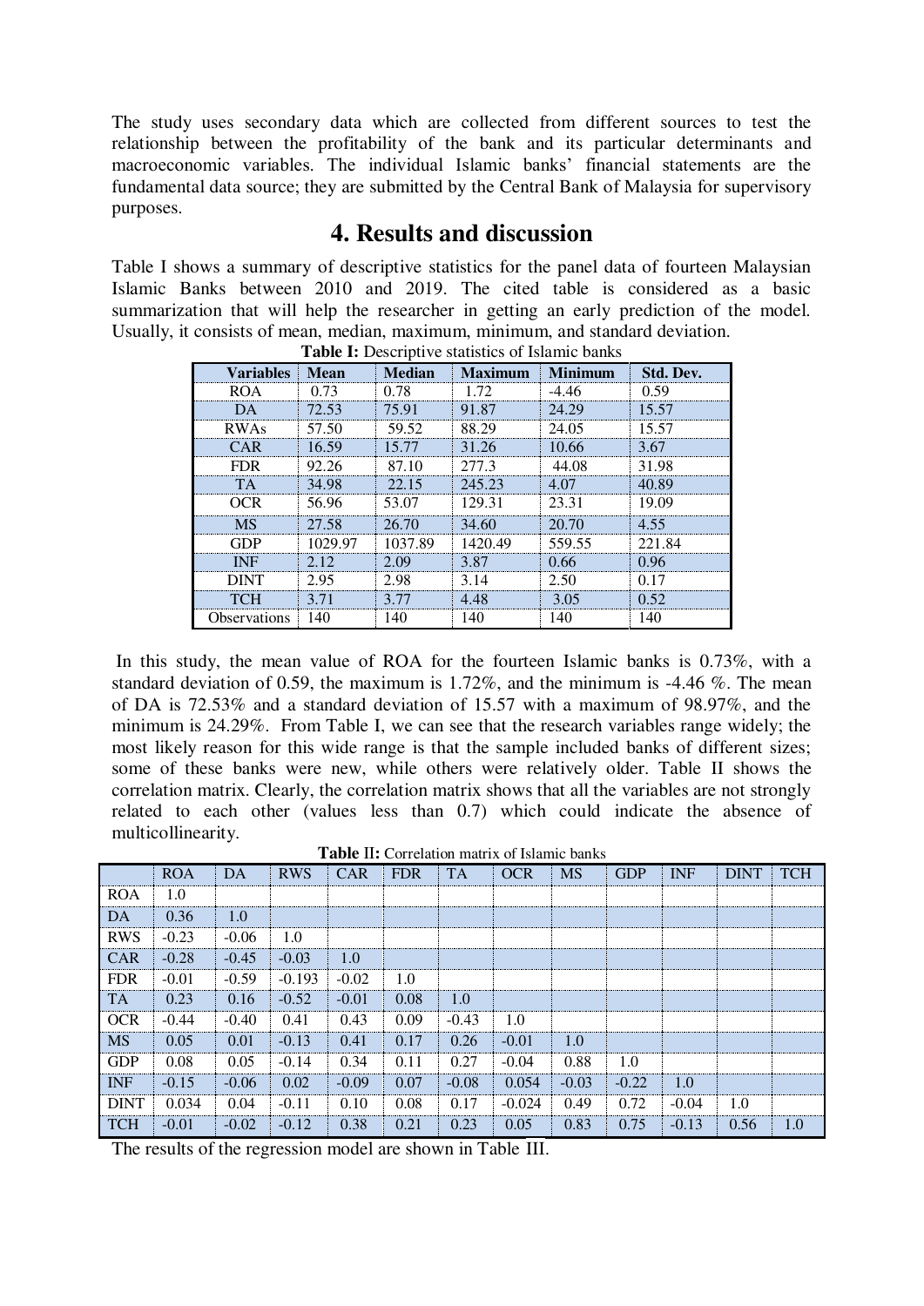The study uses secondary data which are collected from different sources to test the relationship between the profitability of the bank and its particular determinants and macroeconomic variables. The individual Islamic banks' financial statements are the fundamental data source; they are submitted by the Central Bank of Malaysia for supervisory purposes.

## 4. Results and discussion

Table I shows a summary of descriptive statistics for the panel data of fourteen Malaysian Islamic Banks between 2010 and 2019. The cited table is considered as a basic summarization that will help the researcher in getting an early prediction of the model. Usually, it consists of mean, median, maximum, minimum, and standard deviation.

**Table I:** Descriptive statistics of Islamic banks

| Variables | Mean | Median | Maximum | Minimum | Std. Dev. |
|---|---|---|---|---|---|
| ROA | 0.73 | 0.78 | 1.72 | -4.46 | 0.59 |
| DA | 72.53 | 75.91 | 91.87 | 24.29 | 15.57 |
| RWAs | 57.50 | 59.52 | 88.29 | 24.05 | 15.57 |
| CAR | 16.59 | 15.77 | 31.26 | 10.66 | 3.67 |
| FDR | 92.26 | 87.10 | 277.3 | 44.08 | 31.98 |
| TA | 34.98 | 22.15 | 245.23 | 4.07 | 40.89 |
| OCR | 56.96 | 53.07 | 129.31 | 23.31 | 19.09 |
| MS | 27.58 | 26.70 | 34.60 | 20.70 | 4.55 |
| GDP | 1029.97 | 1037.89 | 1420.49 | 559.55 | 221.84 |
| INF | 2.12 | 2.09 | 3.87 | 0.66 | 0.96 |
| DINT | 2.95 | 2.98 | 3.14 | 2.50 | 0.17 |
| TCH | 3.71 | 3.77 | 4.48 | 3.05 | 0.52 |
| Observations | 140 | 140 | 140 | 140 | 140 |

In this study, the mean value of ROA for the fourteen Islamic banks is 0.73%, with a standard deviation of 0.59, the maximum is 1.72%, and the minimum is -4.46 %. The mean of DA is 72.53% and a standard deviation of 15.57 with a maximum of 98.97%, and the minimum is 24.29%. From Table I, we can see that the research variables range widely; the most likely reason for this wide range is that the sample included banks of different sizes; some of these banks were new, while others were relatively older. Table II shows the correlation matrix. Clearly, the correlation matrix shows that all the variables are not strongly related to each other (values less than 0.7) which could indicate the absence of multicollinearity.

**Table II:** Correlation matrix of Islamic banks

| | ROA | DA | RWS | CAR | FDR | TA | OCR | MS | GDP | INF | DINT | TCH |
|---|---|---|---|---|---|---|---|---|---|---|---|---|
| ROA | 1.0 | | | | | | | | | | | |
| DA | 0.36 | 1.0 | | | | | | | | | | |
| RWS | -0.23 | -0.06 | 1.0 | | | | | | | | | |
| CAR | -0.28 | -0.45 | -0.03 | 1.0 | | | | | | | | |
| FDR | -0.01 | -0.59 | -0.193 | -0.02 | 1.0 | | | | | | | |
| TA | 0.23 | 0.16 | -0.52 | -0.01 | 0.08 | 1.0 | | | | | | |
| OCR | -0.44 | -0.40 | 0.41 | 0.43 | 0.09 | -0.43 | 1.0 | | | | | |
| MS | 0.05 | 0.01 | -0.13 | 0.41 | 0.17 | 0.26 | -0.01 | 1.0 | | | | |
| GDP | 0.08 | 0.05 | -0.14 | 0.34 | 0.11 | 0.27 | -0.04 | 0.88 | 1.0 | | | |
| INF | -0.15 | -0.06 | 0.02 | -0.09 | 0.07 | -0.08 | 0.054 | -0.03 | -0.22 | 1.0 | | |
| DINT | 0.034 | 0.04 | -0.11 | 0.10 | 0.08 | 0.17 | -0.024 | 0.49 | 0.72 | -0.04 | 1.0 | |
| TCH | -0.01 | -0.02 | -0.12 | 0.38 | 0.21 | 0.23 | 0.05 | 0.83 | 0.75 | -0.13 | 0.56 | 1.0 |

The results of the regression model are shown in Table III.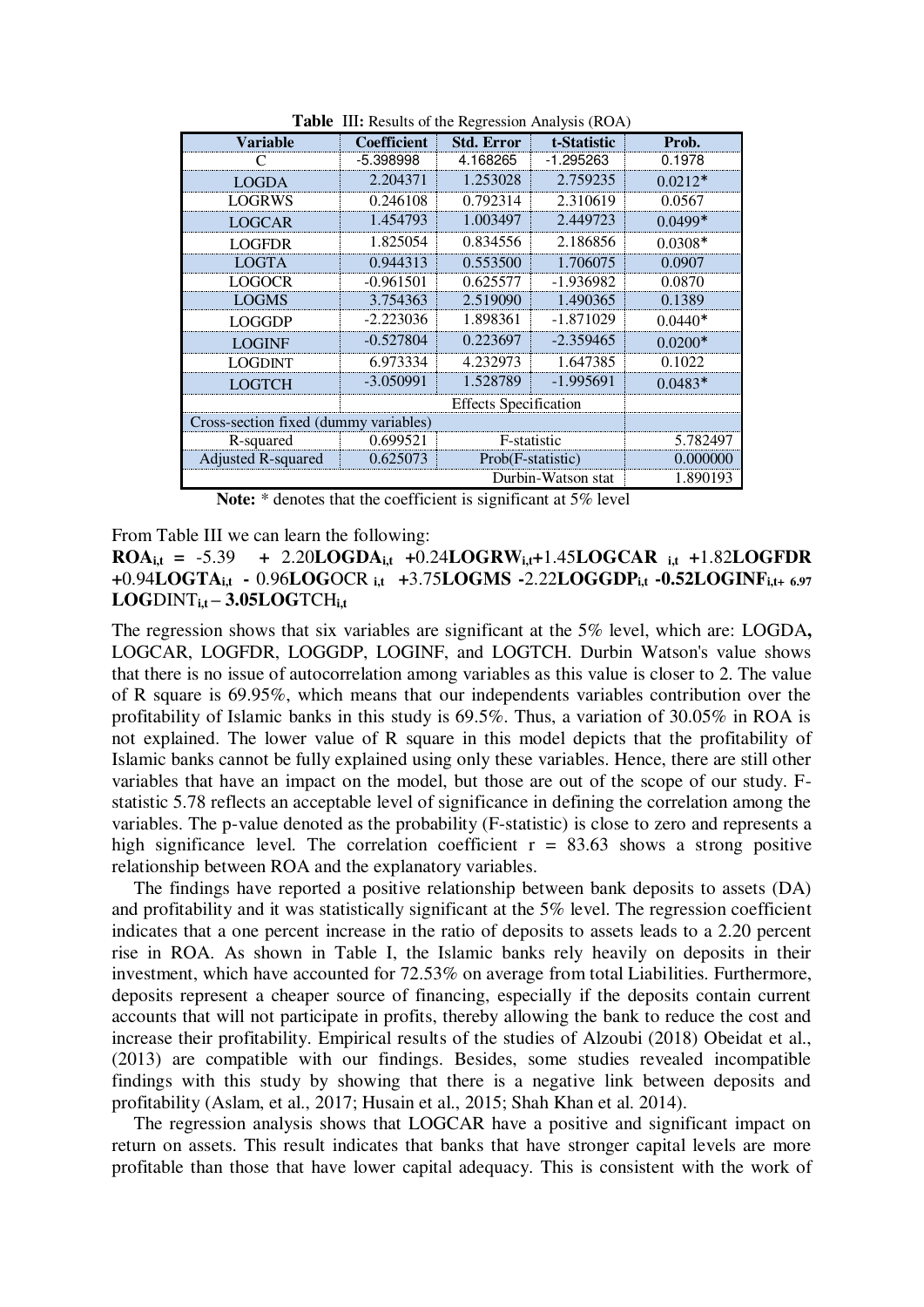**Table III:** Results of the Regression Analysis (ROA)

| Variable | Coefficient | Std. Error | t-Statistic | Prob. |
|---|---|---|---|---|
| C | -5.398998 | 4.168265 | -1.295263 | 0.1978 |
| LOGDA | 2.204371 | 1.253028 | 2.759235 | 0.0212* |
| LOGRWS | 0.246108 | 0.792314 | 2.310619 | 0.0567 |
| LOGCAR | 1.454793 | 1.003497 | 2.449723 | 0.0499* |
| LOGFDR | 1.825054 | 0.834556 | 2.186856 | 0.0308* |
| LOGTA | 0.944313 | 0.553500 | 1.706075 | 0.0907 |
| LOGOCR | -0.961501 | 0.625577 | -1.936982 | 0.0870 |
| LOGMS | 3.754363 | 2.519090 | 1.490365 | 0.1389 |
| LOGGDP | -2.223036 | 1.898361 | -1.871029 | 0.0440* |
| LOGINF | -0.527804 | 0.223697 | -2.359465 | 0.0200* |
| LOGDINT | 6.973334 | 4.232973 | 1.647385 | 0.1022 |
| LOGTCH | -3.050991 | 1.528789 | -1.995691 | 0.0483* |
| | Effects Specification | | | |
| Cross-section fixed (dummy variables) | | | | |
| R-squared | 0.699521 | F-statistic | | 5.782497 |
| Adjusted R-squared | 0.625073 | Prob(F-statistic) | | 0.000000 |
| | | | Durbin-Watson stat | 1.890193 |

**Note:** * denotes that the coefficient is significant at 5% level

From Table III we can learn the following:

$$ROA_{i,t} = -5.39 + 2.20 LOGDA_{i,t} + 0.24 LOGRW_{i,t} + 1.45 LOGCAR_{i,t} + 1.82 LOGFDR + 0.94 LOGTA_{i,t} - 0.96 LOGOCR_{i,t} + 3.75 LOGMS - 2.22 LOGGDP_{i,t} - 0.52 LOGINF_{i,t} + 6.97 LOGDINT_{i,t} - 3.05 LOGTCH_{i,t}$$

The regression shows that six variables are significant at the 5% level, which are: LOGDA**,** LOGCAR, LOGFDR, LOGGDP, LOGINF, and LOGTCH. Durbin Watson's value shows that there is no issue of autocorrelation among variables as this value is closer to 2. The value of R square is 69.95%, which means that our independents variables contribution over the profitability of Islamic banks in this study is 69.5%. Thus, a variation of 30.05% in ROA is not explained. The lower value of R square in this model depicts that the profitability of Islamic banks cannot be fully explained using only these variables. Hence, there are still other variables that have an impact on the model, but those are out of the scope of our study. F-statistic 5.78 reflects an acceptable level of significance in defining the correlation among the variables. The p-value denoted as the probability (F-statistic) is close to zero and represents a high significance level. The correlation coefficient r = 83.63 shows a strong positive relationship between ROA and the explanatory variables.

The findings have reported a positive relationship between bank deposits to assets (DA) and profitability and it was statistically significant at the 5% level. The regression coefficient indicates that a one percent increase in the ratio of deposits to assets leads to a 2.20 percent rise in ROA. As shown in Table I, the Islamic banks rely heavily on deposits in their investment, which have accounted for 72.53% on average from total Liabilities. Furthermore, deposits represent a cheaper source of financing, especially if the deposits contain current accounts that will not participate in profits, thereby allowing the bank to reduce the cost and increase their profitability. Empirical results of the studies of Alzoubi (2018) Obeidat et al., (2013) are compatible with our findings. Besides, some studies revealed incompatible findings with this study by showing that there is a negative link between deposits and profitability (Aslam, et al., 2017; Husain et al., 2015; Shah Khan et al. 2014).

The regression analysis shows that LOGCAR have a positive and significant impact on return on assets. This result indicates that banks that have stronger capital levels are more profitable than those that have lower capital adequacy. This is consistent with the work of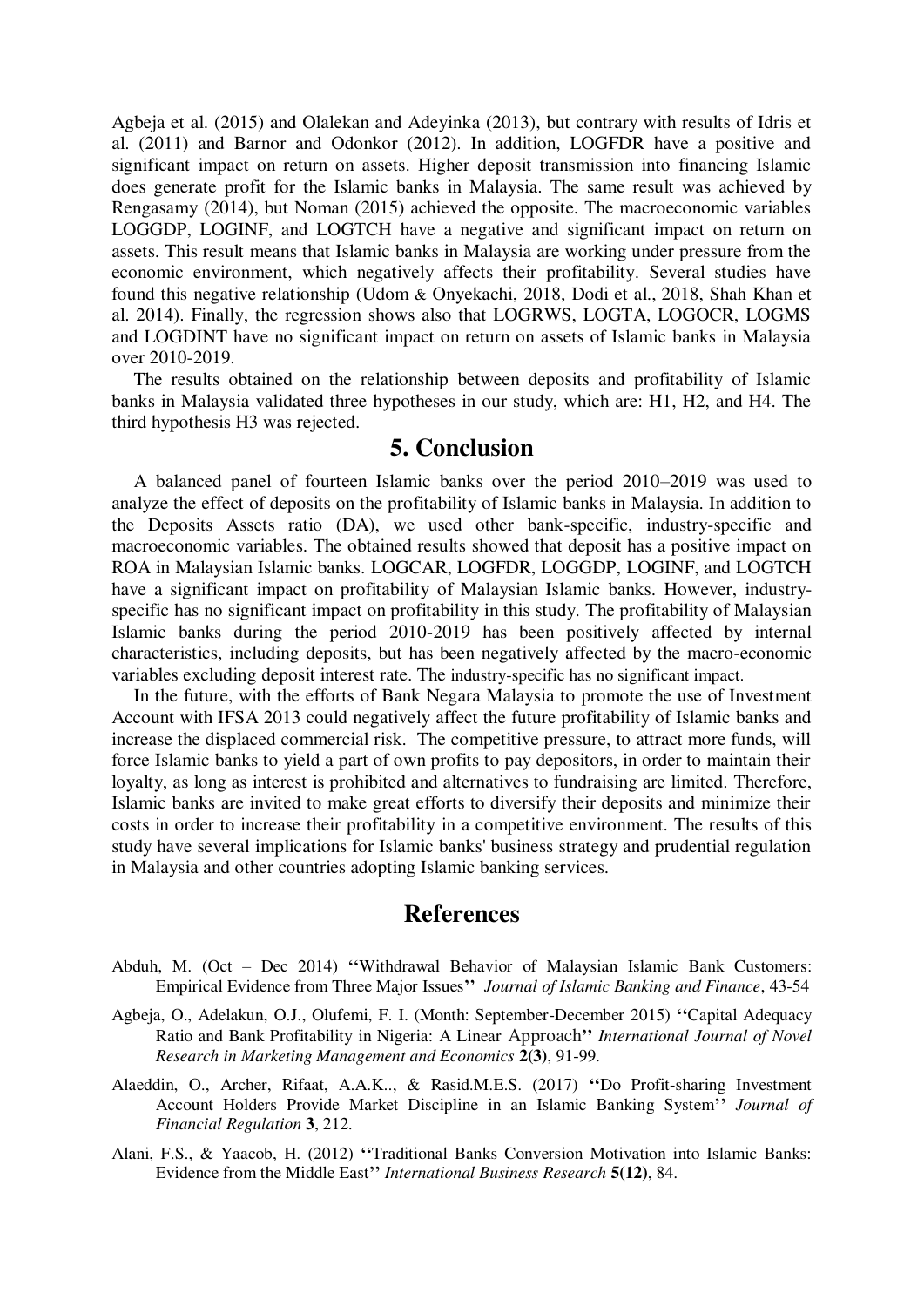Agbeja et al. (2015) and Olalekan and Adeyinka (2013), but contrary with results of Idris et al. (2011) and Barnor and Odonkor (2012). In addition, LOGFDR have a positive and significant impact on return on assets. Higher deposit transmission into financing Islamic does generate profit for the Islamic banks in Malaysia. The same result was achieved by Rengasamy (2014), but Noman (2015) achieved the opposite. The macroeconomic variables LOGGDP, LOGINF, and LOGTCH have a negative and significant impact on return on assets. This result means that Islamic banks in Malaysia are working under pressure from the economic environment, which negatively affects their profitability. Several studies have found this negative relationship (Udom & Onyekachi, 2018, Dodi et al., 2018, Shah Khan et al. 2014). Finally, the regression shows also that LOGRWS, LOGTA, LOGOCR, LOGMS and LOGDINT have no significant impact on return on assets of Islamic banks in Malaysia over 2010-2019.

The results obtained on the relationship between deposits and profitability of Islamic banks in Malaysia validated three hypotheses in our study, which are: H1, H2, and H4. The third hypothesis H3 was rejected.

## 5. Conclusion

A balanced panel of fourteen Islamic banks over the period 2010–2019 was used to analyze the effect of deposits on the profitability of Islamic banks in Malaysia. In addition to the Deposits Assets ratio (DA), we used other bank-specific, industry-specific and macroeconomic variables. The obtained results showed that deposit has a positive impact on ROA in Malaysian Islamic banks. LOGCAR, LOGFDR, LOGGDP, LOGINF, and LOGTCH have a significant impact on profitability of Malaysian Islamic banks. However, industry-specific has no significant impact on profitability in this study. The profitability of Malaysian Islamic banks during the period 2010-2019 has been positively affected by internal characteristics, including deposits, but has been negatively affected by the macro-economic variables excluding deposit interest rate. The industry-specific has no significant impact.

In the future, with the efforts of Bank Negara Malaysia to promote the use of Investment Account with IFSA 2013 could negatively affect the future profitability of Islamic banks and increase the displaced commercial risk. The competitive pressure, to attract more funds, will force Islamic banks to yield a part of own profits to pay depositors, in order to maintain their loyalty, as long as interest is prohibited and alternatives to fundraising are limited. Therefore, Islamic banks are invited to make great efforts to diversify their deposits and minimize their costs in order to increase their profitability in a competitive environment. The results of this study have several implications for Islamic banks' business strategy and prudential regulation in Malaysia and other countries adopting Islamic banking services.

## References

Abduh, M. (Oct – Dec 2014) **"**Withdrawal Behavior of Malaysian Islamic Bank Customers: Empirical Evidence from Three Major Issues**"** *Journal of Islamic Banking and Finance*, 43-54

Agbeja, O., Adelakun, O.J., Olufemi, F. I. (Month: September-December 2015) **"**Capital Adequacy Ratio and Bank Profitability in Nigeria: A Linear Approach**"** *International Journal of Novel Research in Marketing Management and Economics* **2(3)**, 91-99.

Alaeddin, O., Archer, Rifaat, A.A.K.., & Rasid.M.E.S. (2017) **"**Do Profit-sharing Investment Account Holders Provide Market Discipline in an Islamic Banking System**"** *Journal of Financial Regulation* **3**, 212.

Alani, F.S., & Yaacob, H. (2012) **"**Traditional Banks Conversion Motivation into Islamic Banks: Evidence from the Middle East**"** *International Business Research* **5(12)**, 84.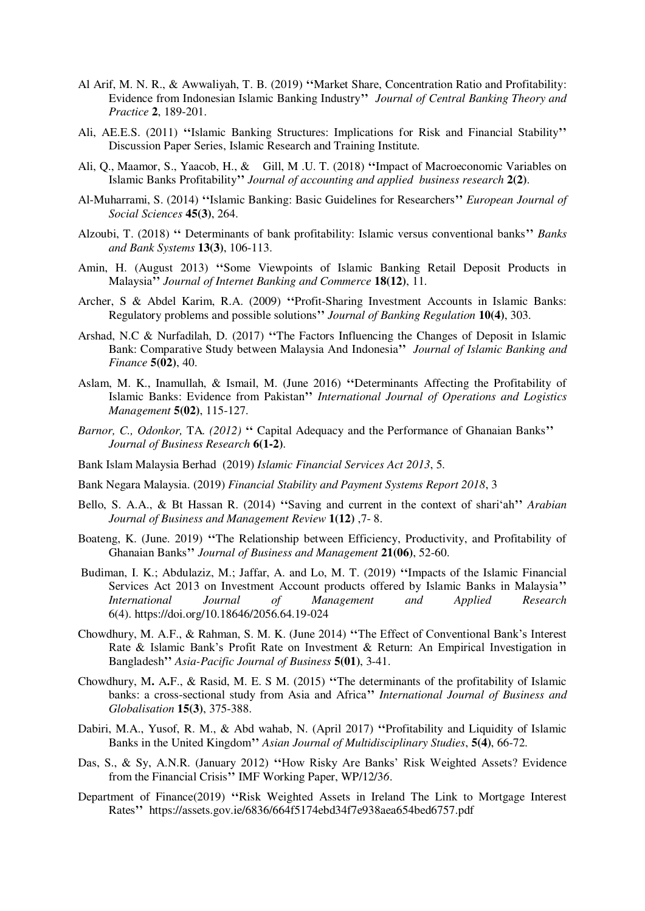Al Arif, M. N. R., & Awwaliyah, T. B. (2019) ‘‘Market Share, Concentration Ratio and Profitability: Evidence from Indonesian Islamic Banking Industry’’ *Journal of Central Banking Theory and Practice* **2**, 189-201.

Ali, AE.E.S. (2011) ‘‘Islamic Banking Structures: Implications for Risk and Financial Stability’’ Discussion Paper Series, Islamic Research and Training Institute.

Ali, Q., Maamor, S., Yaacob, H., & Gill, M .U. T. (2018) ‘‘Impact of Macroeconomic Variables on Islamic Banks Profitability’’ *Journal of accounting and applied business research* **2(2)**.

Al-Muharrami, S. (2014) ‘‘Islamic Banking: Basic Guidelines for Researchers’’ *European Journal of Social Sciences* **45(3)**, 264.

Alzoubi, T. (2018) ‘‘ Determinants of bank profitability: Islamic versus conventional banks’’ *Banks and Bank Systems* **13(3)**, 106-113.

Amin, H. (August 2013) ‘‘Some Viewpoints of Islamic Banking Retail Deposit Products in Malaysia’’ *Journal of Internet Banking and Commerce* **18(12)**, 11.

Archer, S & Abdel Karim, R.A. (2009) ‘‘Profit-Sharing Investment Accounts in Islamic Banks: Regulatory problems and possible solutions’’ *Journal of Banking Regulation* **10(4)**, 303.

Arshad, N.C & Nurfadilah, D. (2017) ‘‘The Factors Influencing the Changes of Deposit in Islamic Bank: Comparative Study between Malaysia And Indonesia’’ *Journal of Islamic Banking and Finance* **5(02)**, 40.

Aslam, M. K., Inamullah, & Ismail, M. (June 2016) ‘‘Determinants Affecting the Profitability of Islamic Banks: Evidence from Pakistan’’ *International Journal of Operations and Logistics Management* **5(02)**, 115-127.

*Barnor, C., Odonkor,* TA*. (2012)* ‘‘ Capital Adequacy and the Performance of Ghanaian Banks’’ *Journal of Business Research* **6(1-2)**.

Bank Islam Malaysia Berhad (2019) *Islamic Financial Services Act 2013*, 5.

Bank Negara Malaysia. (2019) *Financial Stability and Payment Systems Report 2018*, 3

Bello, S. A.A., & Bt Hassan R. (2014) ‘‘Saving and current in the context of shari‘ah’’ *Arabian Journal of Business and Management Review* **1(12)** ,7- 8.

Boateng, K. (June. 2019) ‘‘The Relationship between Efficiency, Productivity, and Profitability of Ghanaian Banks’’ *Journal of Business and Management* **21(06)**, 52-60.

Budiman, I. K.; Abdulaziz, M.; Jaffar, A. and Lo, M. T. (2019) ‘‘Impacts of the Islamic Financial Services Act 2013 on Investment Account products offered by Islamic Banks in Malaysia’’ *International Journal of Management and Applied Research* 6(4). https://doi.org/10.18646/2056.64.19-024

Chowdhury, M. A.F., & Rahman, S. M. K. (June 2014) ‘‘The Effect of Conventional Bank's Interest Rate & Islamic Bank's Profit Rate on Investment & Return: An Empirical Investigation in Bangladesh’’ *Asia-Pacific Journal of Business* **5(01)**, 3-41.

Chowdhury, M**.** A**.**F., & Rasid, M. E. S M. (2015) ‘‘The determinants of the profitability of Islamic banks: a cross-sectional study from Asia and Africa’’ *International Journal of Business and Globalisation* **15(3)**, 375-388.

Dabiri, M.A., Yusof, R. M., & Abd wahab, N. (April 2017) ‘‘Profitability and Liquidity of Islamic Banks in the United Kingdom’’ *Asian Journal of Multidisciplinary Studies*, **5(4)**, 66-72.

Das, S., & Sy, A.N.R. (January 2012) ‘‘How Risky Are Banks' Risk Weighted Assets? Evidence from the Financial Crisis’’ IMF Working Paper, WP/12/36.

Department of Finance(2019) ‘‘Risk Weighted Assets in Ireland The Link to Mortgage Interest Rates’’ https://assets.gov.ie/6836/664f5174ebd34f7e938aea654bed6757.pdf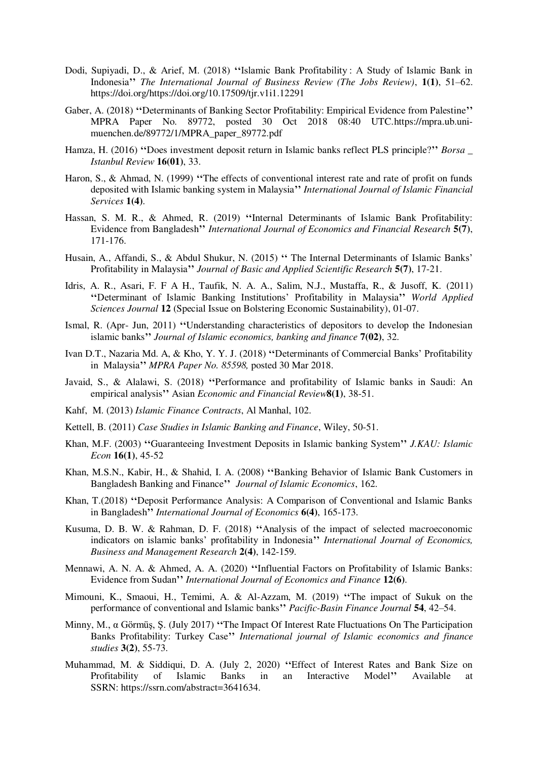Dodi, Supiyadi, D., & Arief, M. (2018) **''**Islamic Bank Profitability : A Study of Islamic Bank in Indonesia**''** *The International Journal of Business Review (The Jobs Review)*, **1(1)**, 51–62. https://doi.org/https://doi.org/10.17509/tjr.v1i1.12291

Gaber, A. (2018) **''**Determinants of Banking Sector Profitability: Empirical Evidence from Palestine**''** MPRA Paper No. 89772, posted 30 Oct 2018 08:40 UTC.https://mpra.ub.uni-muenchen.de/89772/1/MPRA_paper_89772.pdf

Hamza, H. (2016) **''**Does investment deposit return in Islamic banks reflect PLS principle?**''** *Borsa _ Istanbul Review* **16(01)**, 33.

Haron, S., & Ahmad, N. (1999) **''**The effects of conventional interest rate and rate of profit on funds deposited with Islamic banking system in Malaysia**''** *International Journal of Islamic Financial Services* **1(4)**.

Hassan, S. M. R., & Ahmed, R. (2019) **''**Internal Determinants of Islamic Bank Profitability: Evidence from Bangladesh**''** *International Journal of Economics and Financial Research* **5(7)**, 171-176.

Husain, A., Affandi, S., & Abdul Shukur, N. (2015) **''** The Internal Determinants of Islamic Banks' Profitability in Malaysia**''** *Journal of Basic and Applied Scientific Research* **5(7)**, 17-21.

Idris, A. R., Asari, F. F A H., Taufik, N. A. A., Salim, N.J., Mustaffa, R., & Jusoff, K. (2011) **''**Determinant of Islamic Banking Institutions' Profitability in Malaysia**''** *World Applied Sciences Journal* **12** (Special Issue on Bolstering Economic Sustainability), 01-07.

Ismal, R. (Apr- Jun, 2011) **''**Understanding characteristics of depositors to develop the Indonesian islamic banks**''** *Journal of Islamic economics, banking and finance* **7(02)**, 32.

Ivan D.T., Nazaria Md. A, & Kho, Y. Y. J. (2018) **''**Determinants of Commercial Banks' Profitability in Malaysia**''** *MPRA Paper No. 85598,* posted 30 Mar 2018.

Javaid, S., & Alalawi, S. (2018) **''**Performance and profitability of Islamic banks in Saudi: An empirical analysis**''** Asian *Economic and Financial Review***8(1)**, 38-51.

Kahf, M. (2013) *Islamic Finance Contracts*, Al Manhal, 102.

Kettell, B. (2011) *Case Studies in Islamic Banking and Finance*, Wiley, 50-51.

Khan, M.F. (2003) **''**Guaranteeing Investment Deposits in Islamic banking System**''** *J.KAU: Islamic Econ* **16(1)**, 45-52

Khan, M.S.N., Kabir, H., & Shahid, I. A. (2008) **''**Banking Behavior of Islamic Bank Customers in Bangladesh Banking and Finance**''** *Journal of Islamic Economics*, 162.

Khan, T.(2018) **''**Deposit Performance Analysis: A Comparison of Conventional and Islamic Banks in Bangladesh**''** *International Journal of Economics* **6(4)**, 165-173.

Kusuma, D. B. W. & Rahman, D. F. (2018) **''**Analysis of the impact of selected macroeconomic indicators on islamic banks' profitability in Indonesia**''** *International Journal of Economics, Business and Management Research* **2(4)**, 142-159.

Mennawi, A. N. A. & Ahmed, A. A. (2020) **''**Influential Factors on Profitability of Islamic Banks: Evidence from Sudan**''** *International Journal of Economics and Finance* **12(6)**.

Mimouni, K., Smaoui, H., Temimi, A. & Al-Azzam, M. (2019) **''**The impact of Sukuk on the performance of conventional and Islamic banks**''** *Pacific-Basin Finance Journal* **54**, 42–54.

Minny, M., α Görmüş, Ş. (July 2017) **''**The Impact Of Interest Rate Fluctuations On The Participation Banks Profitability: Turkey Case**''** *International journal of Islamic economics and finance studies* **3(2)**, 55-73.

Muhammad, M. & Siddiqui, D. A. (July 2, 2020) **''**Effect of Interest Rates and Bank Size on Profitability of Islamic Banks in an Interactive Model**''** Available at SSRN: https://ssrn.com/abstract=3641634.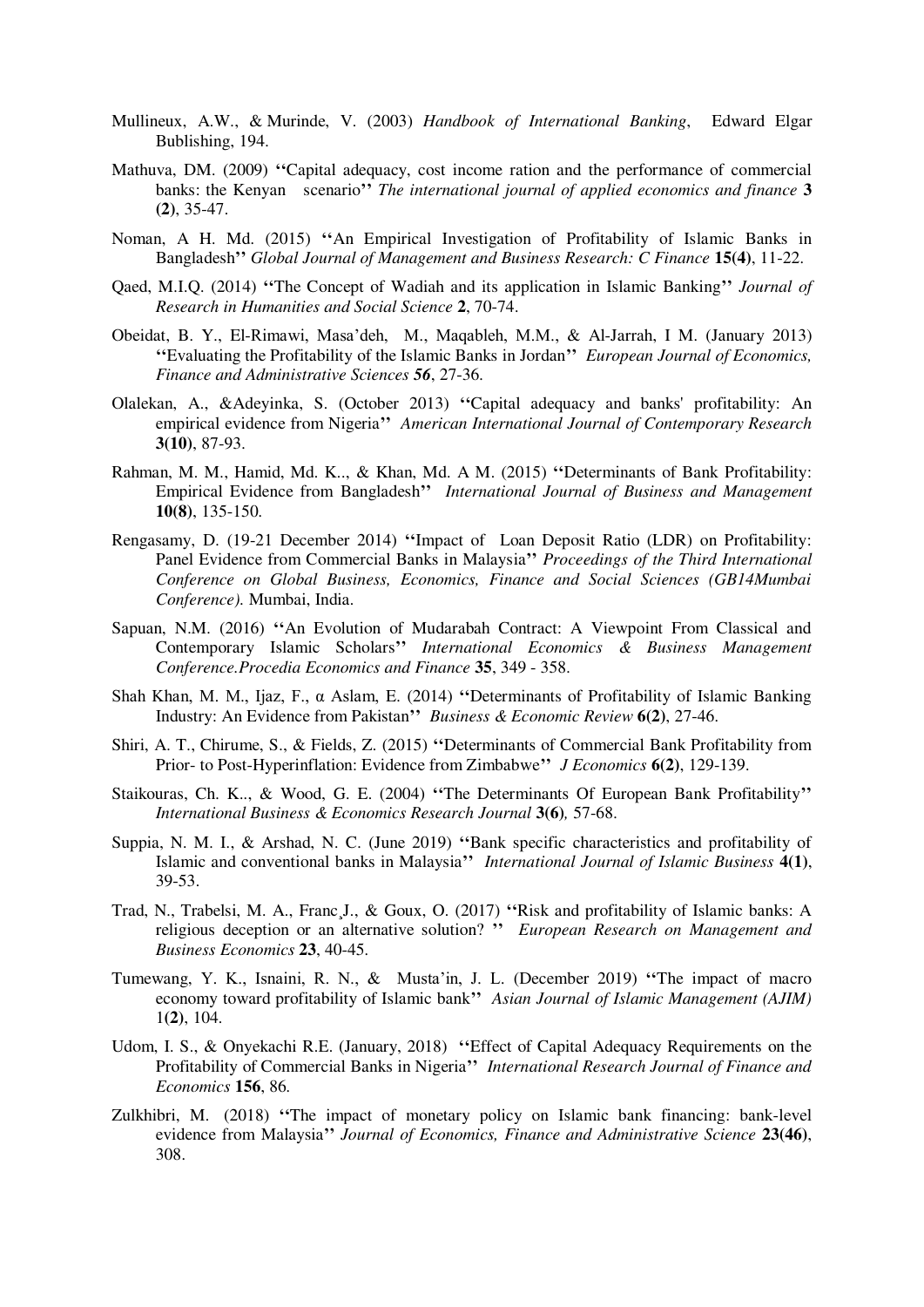Mullineux, A.W., & Murinde, V. (2003) *Handbook of International Banking*, Edward Elgar Bublishing, 194.

Mathuva, DM. (2009) **''**Capital adequacy, cost income ration and the performance of commercial banks: the Kenyan scenario**''** *The international journal of applied economics and finance* **3 (2)**, 35-47.

Noman, A H. Md. (2015) **''**An Empirical Investigation of Profitability of Islamic Banks in Bangladesh**''** *Global Journal of Management and Business Research: C Finance* **15(4)**, 11-22.

Qaed, M.I.Q. (2014) **''**The Concept of Wadiah and its application in Islamic Banking**''** *Journal of Research in Humanities and Social Science* **2**, 70-74.

Obeidat, B. Y., El-Rimawi, Masa'deh, M., Maqableh, M.M., & Al-Jarrah, I M. (January 2013) **''**Evaluating the Profitability of the Islamic Banks in Jordan**''** *European Journal of Economics, Finance and Administrative Sciences **56***, 27-36.

Olalekan, A., &Adeyinka, S. (October 2013) **''**Capital adequacy and banks' profitability: An empirical evidence from Nigeria**''** *American International Journal of Contemporary Research* **3(10)**, 87-93.

Rahman, M. M., Hamid, Md. K.., & Khan, Md. A M. (2015) **''**Determinants of Bank Profitability: Empirical Evidence from Bangladesh**''** *International Journal of Business and Management* **10(8)**, 135-150.

Rengasamy, D. (19-21 December 2014) **''**Impact of Loan Deposit Ratio (LDR) on Profitability: Panel Evidence from Commercial Banks in Malaysia**''** *Proceedings of the Third International Conference on Global Business, Economics, Finance and Social Sciences (GB14Mumbai Conference).* Mumbai, India.

Sapuan, N.M. (2016) **''**An Evolution of Mudarabah Contract: A Viewpoint From Classical and Contemporary Islamic Scholars**''** *International Economics & Business Management Conference.Procedia Economics and Finance* **35**, 349 - 358.

Shah Khan, M. M., Ijaz, F., α Aslam, E. (2014) **''**Determinants of Profitability of Islamic Banking Industry: An Evidence from Pakistan**''** *Business & Economic Review* **6(2)**, 27-46.

Shiri, A. T., Chirume, S., & Fields, Z. (2015) **''**Determinants of Commercial Bank Profitability from Prior- to Post-Hyperinflation: Evidence from Zimbabwe**''** *J Economics* **6(2)**, 129-139.

Staikouras, Ch. K.., & Wood, G. E. (2004) **''**The Determinants Of European Bank Profitability**''** *International Business & Economics Research Journal* **3(6)***,* 57-68.

Suppia, N. M. I., & Arshad, N. C. (June 2019) **''**Bank specific characteristics and profitability of Islamic and conventional banks in Malaysia**''** *International Journal of Islamic Business* **4(1)**, 39-53.

Trad, N., Trabelsi, M. A., Franc¸J., & Goux, O. (2017) **''**Risk and profitability of Islamic banks: A religious deception or an alternative solution? **''** *European Research on Management and Business Economics* **23**, 40-45.

Tumewang, Y. K., Isnaini, R. N., & Musta'in, J. L. (December 2019) **''**The impact of macro economy toward profitability of Islamic bank**''** *Asian Journal of Islamic Management (AJIM)* 1(**2)**, 104.

Udom, I. S., & Onyekachi R.E. (January, 2018) **''**Effect of Capital Adequacy Requirements on the Profitability of Commercial Banks in Nigeria**''** *International Research Journal of Finance and Economics* **156**, 86.

Zulkhibri, M. (2018) **''**The impact of monetary policy on Islamic bank financing: bank-level evidence from Malaysia**''** *Journal of Economics, Finance and Administrative Science* **23(46)**, 308.